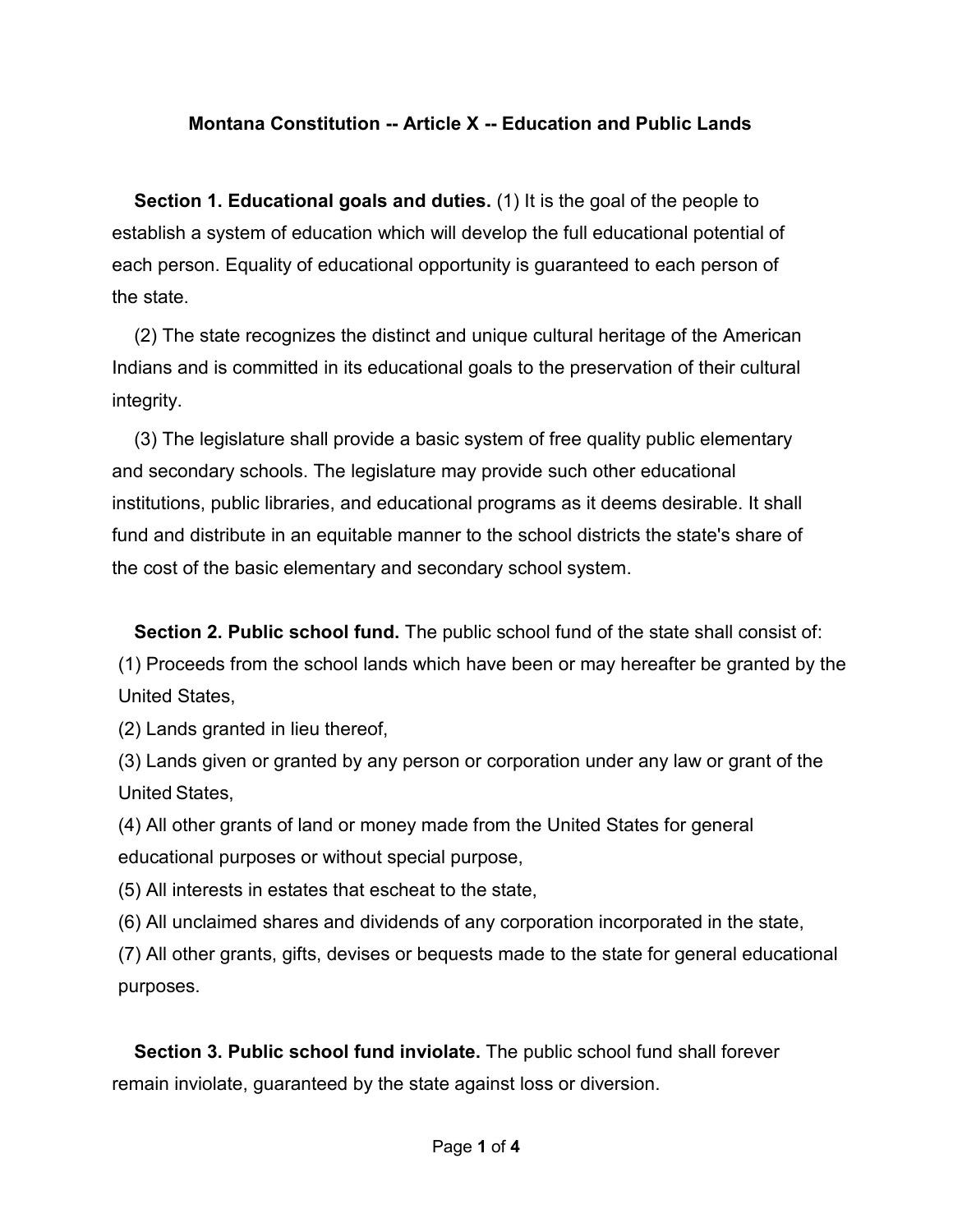# Montana Constitution -- Article X -- Education and Public Lands

**Section 1. Educational goals and duties.** (1) It is the goal of the people to establish a system of education which will develop the full educational potential of each person. Equality of educational opportunity is guaranteed to each person of the state.

(2) The state recognizes the distinct and unique cultural heritage of the American Indians and is committed in its educational goals to the preservation of their cultural integrity.

(3) The legislature shall provide a basic system of free quality public elementary and secondary schools. The legislature may provide such other educational institutions, public libraries, and educational programs as it deems desirable. It shall fund and distribute in an equitable manner to the school districts the state's share of the cost of the basic elementary and secondary school system.

**Section 2. Public school fund.** The public school fund of the state shall consist of:

(1) Proceeds from the school lands which have been or may hereafter be granted by the United States,

(2) Lands granted in lieu thereof,

(3) Lands given or granted by any person or corporation under any law or grant of the United States,

(4) All other grants of land or money made from the United States for general educational purposes or without special purpose,

(5) All interests in estates that escheat to the state,

(6) All unclaimed shares and dividends of any corporation incorporated in the state,

(7) All other grants, gifts, devises or bequests made to the state for general educational purposes.

**Section 3. Public school fund inviolate.** The public school fund shall forever remain inviolate, guaranteed by the state against loss or diversion.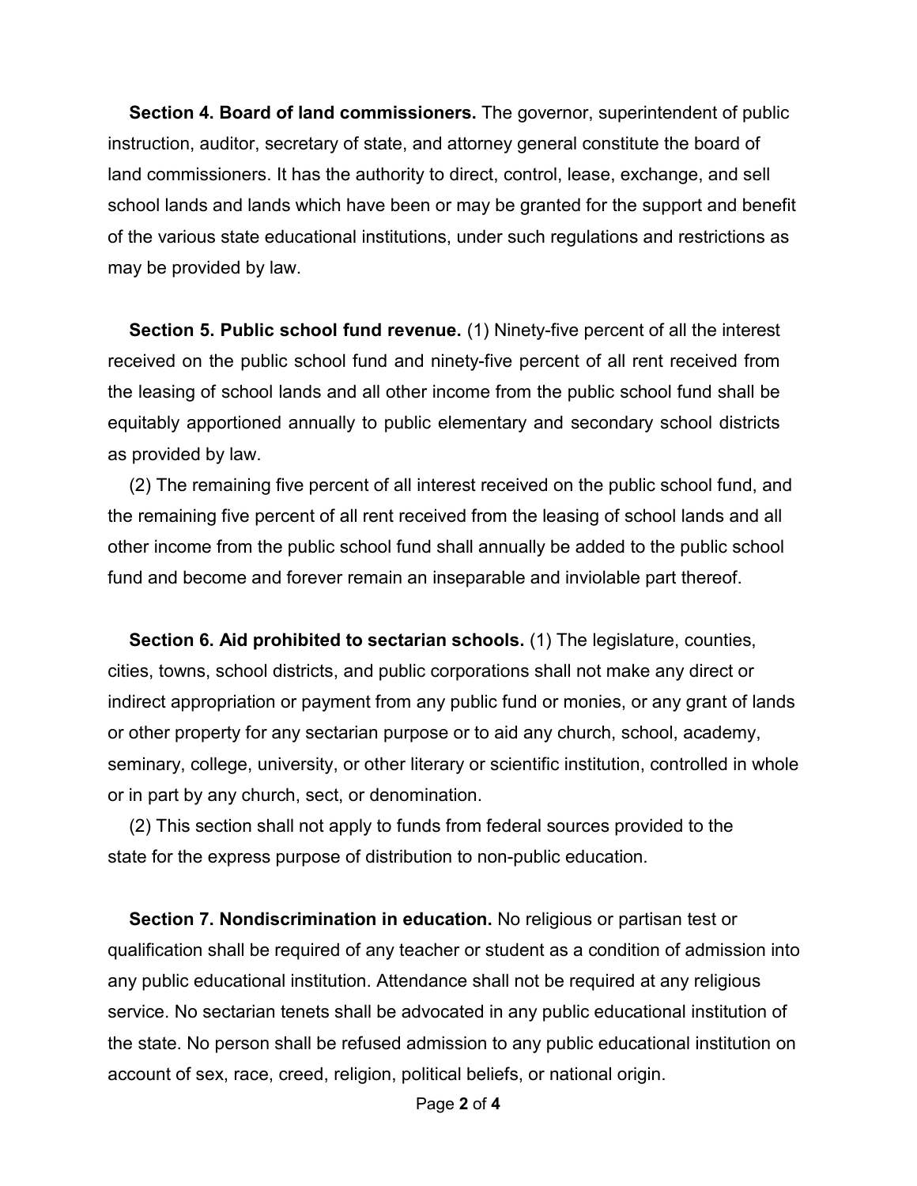**Section 4. Board of land commissioners.** The governor, superintendent of public instruction, auditor, secretary of state, and attorney general constitute the board of land commissioners. It has the authority to direct, control, lease, exchange, and sell school lands and lands which have been or may be granted for the support and benefit of the various state educational institutions, under such regulations and restrictions as may be provided by law.

**Section 5. Public school fund revenue.** (1) Ninety-five percent of all the interest received on the public school fund and ninety-five percent of all rent received from the leasing of school lands and all other income from the public school fund shall be equitably apportioned annually to public elementary and secondary school districts as provided by law.

(2) The remaining five percent of all interest received on the public school fund, and the remaining five percent of all rent received from the leasing of school lands and all other income from the public school fund shall annually be added to the public school fund and become and forever remain an inseparable and inviolable part thereof.

**Section 6. Aid prohibited to sectarian schools.** (1) The legislature, counties, cities, towns, school districts, and public corporations shall not make any direct or indirect appropriation or payment from any public fund or monies, or any grant of lands or other property for any sectarian purpose or to aid any church, school, academy, seminary, college, university, or other literary or scientific institution, controlled in whole or in part by any church, sect, or denomination.

(2) This section shall not apply to funds from federal sources provided to the state for the express purpose of distribution to non-public education.

**Section 7. Nondiscrimination in education.** No religious or partisan test or qualification shall be required of any teacher or student as a condition of admission into any public educational institution. Attendance shall not be required at any religious service. No sectarian tenets shall be advocated in any public educational institution of the state. No person shall be refused admission to any public educational institution on account of sex, race, creed, religion, political beliefs, or national origin.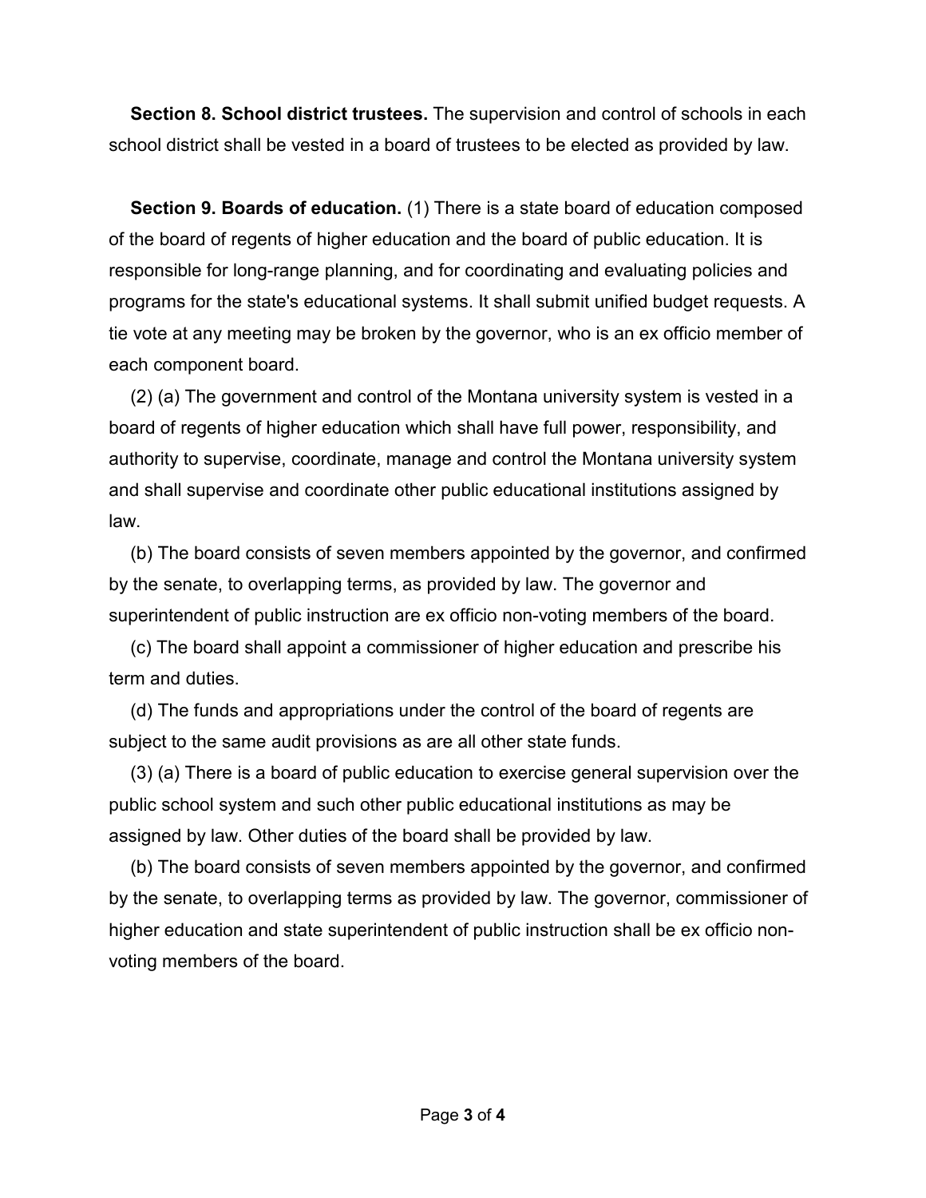**Section 8. School district trustees.** The supervision and control of schools in each school district shall be vested in a board of trustees to be elected as provided by law.

**Section 9. Boards of education.** (1) There is a state board of education composed of the board of regents of higher education and the board of public education. It is responsible for long-range planning, and for coordinating and evaluating policies and programs for the state's educational systems. It shall submit unified budget requests. A tie vote at any meeting may be broken by the governor, who is an ex officio member of each component board.

(2) (a) The government and control of the Montana university system is vested in a board of regents of higher education which shall have full power, responsibility, and authority to supervise, coordinate, manage and control the Montana university system and shall supervise and coordinate other public educational institutions assigned by law.

(b) The board consists of seven members appointed by the governor, and confirmed by the senate, to overlapping terms, as provided by law. The governor and superintendent of public instruction are ex officio non-voting members of the board.

(c) The board shall appoint a commissioner of higher education and prescribe his term and duties.

(d) The funds and appropriations under the control of the board of regents are subject to the same audit provisions as are all other state funds.

(3) (a) There is a board of public education to exercise general supervision over the public school system and such other public educational institutions as may be assigned by law. Other duties of the board shall be provided by law.

(b) The board consists of seven members appointed by the governor, and confirmed by the senate, to overlapping terms as provided by law. The governor, commissioner of higher education and state superintendent of public instruction shall be ex officio non-voting members of the board.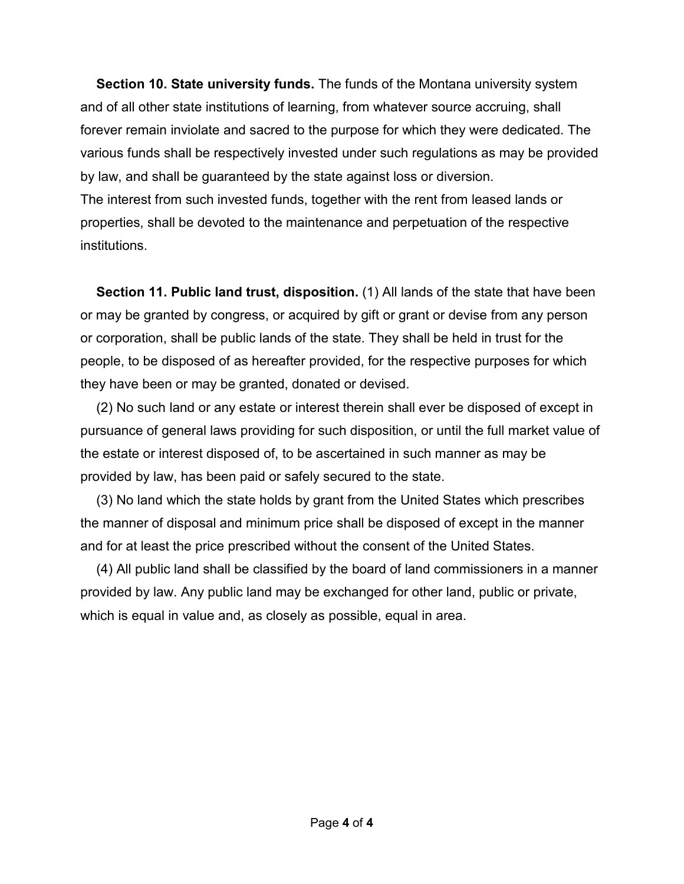**Section 10. State university funds.** The funds of the Montana university system and of all other state institutions of learning, from whatever source accruing, shall forever remain inviolate and sacred to the purpose for which they were dedicated. The various funds shall be respectively invested under such regulations as may be provided by law, and shall be guaranteed by the state against loss or diversion.
The interest from such invested funds, together with the rent from leased lands or properties, shall be devoted to the maintenance and perpetuation of the respective institutions.

**Section 11. Public land trust, disposition.** (1) All lands of the state that have been or may be granted by congress, or acquired by gift or grant or devise from any person or corporation, shall be public lands of the state. They shall be held in trust for the people, to be disposed of as hereafter provided, for the respective purposes for which they have been or may be granted, donated or devised.

(2) No such land or any estate or interest therein shall ever be disposed of except in pursuance of general laws providing for such disposition, or until the full market value of the estate or interest disposed of, to be ascertained in such manner as may be provided by law, has been paid or safely secured to the state.

(3) No land which the state holds by grant from the United States which prescribes the manner of disposal and minimum price shall be disposed of except in the manner and for at least the price prescribed without the consent of the United States.

(4) All public land shall be classified by the board of land commissioners in a manner provided by law. Any public land may be exchanged for other land, public or private, which is equal in value and, as closely as possible, equal in area.